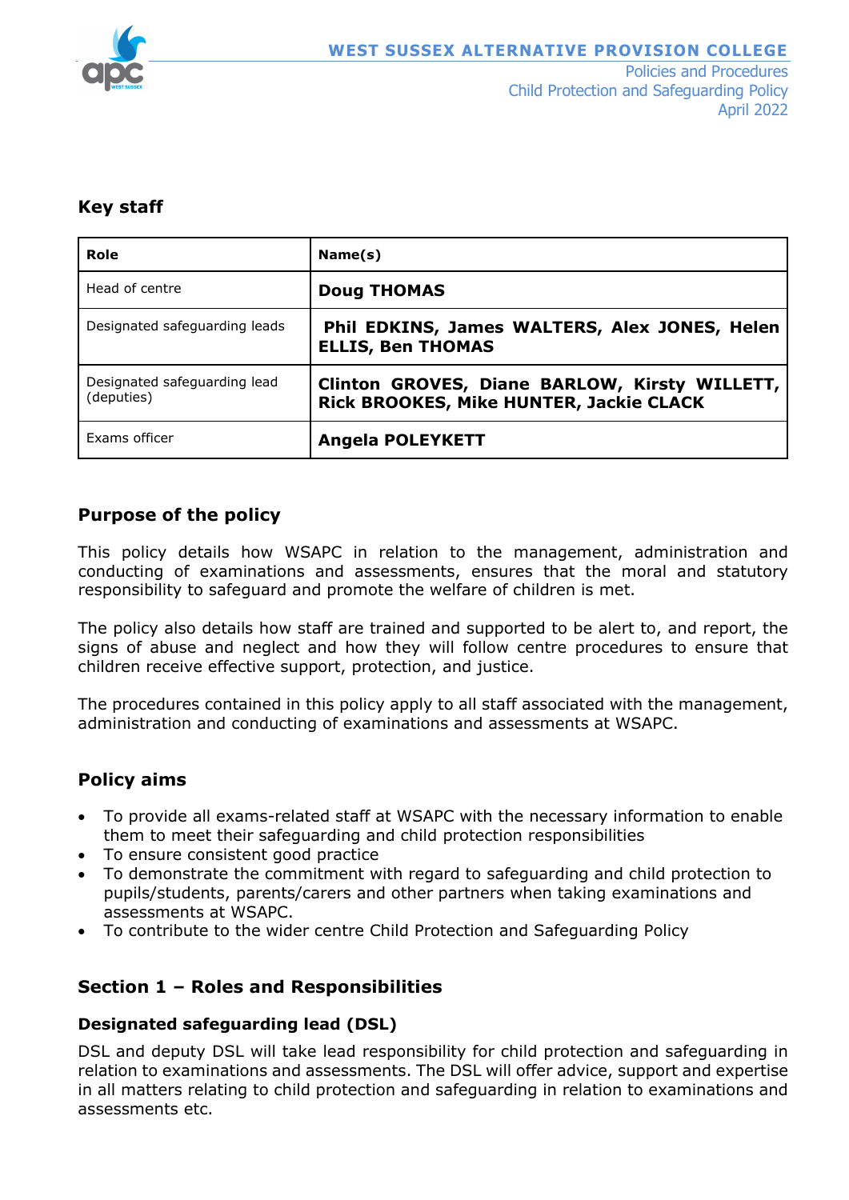WEST SUSSEX ALTERNATIVE PROVISION COLLEGE

Policies and Procedures
Child Protection and Safeguarding Policy
April 2022

## Key staff

| Role | Name(s) |
|---|---|
| Head of centre | **Doug THOMAS** |
| Designated safeguarding leads | **Phil EDKINS, James WALTERS, Alex JONES, Helen ELLIS, Ben THOMAS** |
| Designated safeguarding lead (deputies) | **Clinton GROVES, Diane BARLOW, Kirsty WILLETT, Rick BROOKES, Mike HUNTER, Jackie CLACK** |
| Exams officer | **Angela POLEYKETT** |

## Purpose of the policy

This policy details how WSAPC in relation to the management, administration and conducting of examinations and assessments, ensures that the moral and statutory responsibility to safeguard and promote the welfare of children is met.

The policy also details how staff are trained and supported to be alert to, and report, the signs of abuse and neglect and how they will follow centre procedures to ensure that children receive effective support, protection, and justice.

The procedures contained in this policy apply to all staff associated with the management, administration and conducting of examinations and assessments at WSAPC.

## Policy aims

- To provide all exams-related staff at WSAPC with the necessary information to enable them to meet their safeguarding and child protection responsibilities
- To ensure consistent good practice
- To demonstrate the commitment with regard to safeguarding and child protection to pupils/students, parents/carers and other partners when taking examinations and assessments at WSAPC.
- To contribute to the wider centre Child Protection and Safeguarding Policy

## Section 1 – Roles and Responsibilities

### Designated safeguarding lead (DSL)

DSL and deputy DSL will take lead responsibility for child protection and safeguarding in relation to examinations and assessments. The DSL will offer advice, support and expertise in all matters relating to child protection and safeguarding in relation to examinations and assessments etc.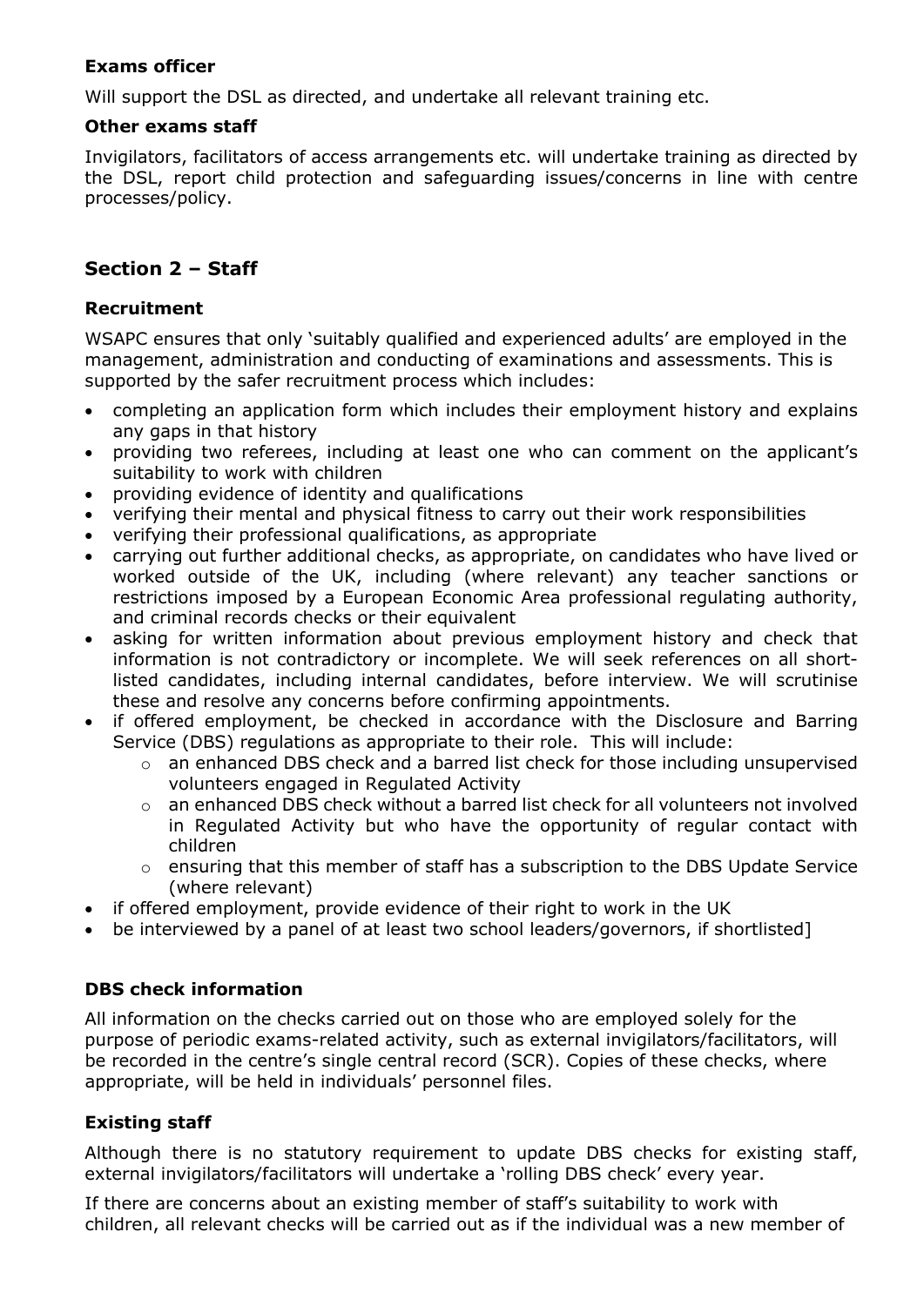### Exams officer

Will support the DSL as directed, and undertake all relevant training etc.

### Other exams staff

Invigilators, facilitators of access arrangements etc. will undertake training as directed by the DSL, report child protection and safeguarding issues/concerns in line with centre processes/policy.

## Section 2 – Staff

### Recruitment

WSAPC ensures that only 'suitably qualified and experienced adults' are employed in the management, administration and conducting of examinations and assessments. This is supported by the safer recruitment process which includes:

- completing an application form which includes their employment history and explains any gaps in that history
- providing two referees, including at least one who can comment on the applicant's suitability to work with children
- providing evidence of identity and qualifications
- verifying their mental and physical fitness to carry out their work responsibilities
- verifying their professional qualifications, as appropriate
- carrying out further additional checks, as appropriate, on candidates who have lived or worked outside of the UK, including (where relevant) any teacher sanctions or restrictions imposed by a European Economic Area professional regulating authority, and criminal records checks or their equivalent
- asking for written information about previous employment history and check that information is not contradictory or incomplete. We will seek references on all short-listed candidates, including internal candidates, before interview. We will scrutinise these and resolve any concerns before confirming appointments.
- if offered employment, be checked in accordance with the Disclosure and Barring Service (DBS) regulations as appropriate to their role. This will include:
  - an enhanced DBS check and a barred list check for those including unsupervised volunteers engaged in Regulated Activity
  - an enhanced DBS check without a barred list check for all volunteers not involved in Regulated Activity but who have the opportunity of regular contact with children
  - ensuring that this member of staff has a subscription to the DBS Update Service (where relevant)
- if offered employment, provide evidence of their right to work in the UK
- be interviewed by a panel of at least two school leaders/governors, if shortlisted]

### DBS check information

All information on the checks carried out on those who are employed solely for the purpose of periodic exams-related activity, such as external invigilators/facilitators, will be recorded in the centre's single central record (SCR). Copies of these checks, where appropriate, will be held in individuals' personnel files.

### Existing staff

Although there is no statutory requirement to update DBS checks for existing staff, external invigilators/facilitators will undertake a 'rolling DBS check' every year.

If there are concerns about an existing member of staff's suitability to work with children, all relevant checks will be carried out as if the individual was a new member of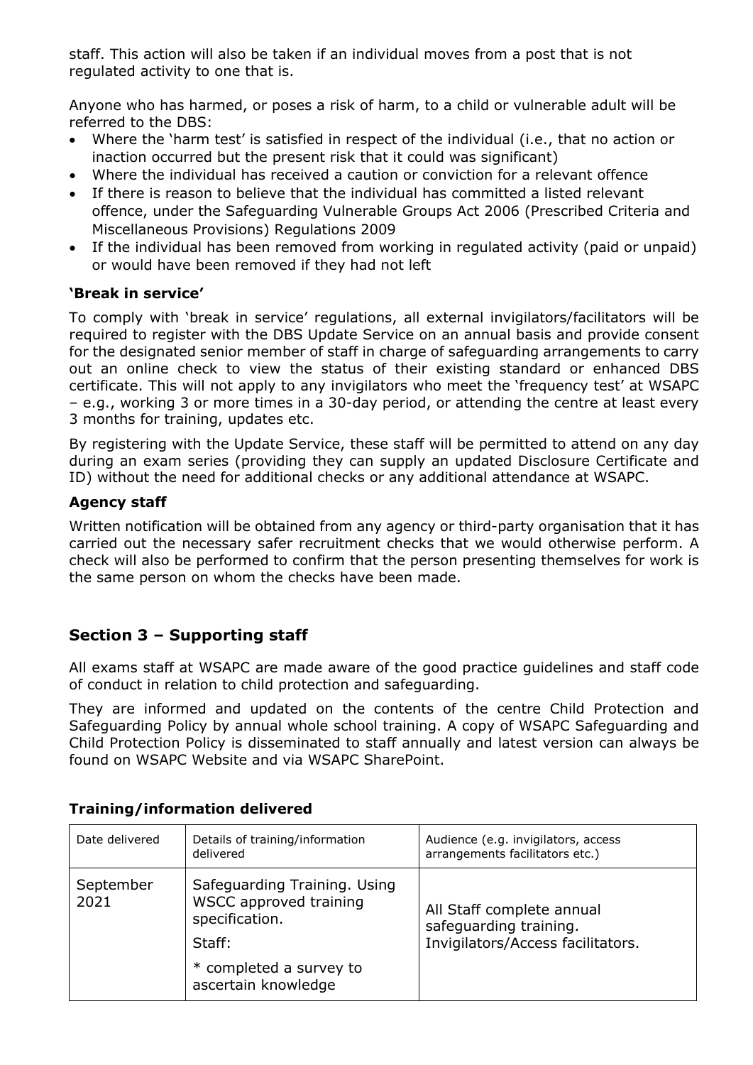staff. This action will also be taken if an individual moves from a post that is not regulated activity to one that is.

Anyone who has harmed, or poses a risk of harm, to a child or vulnerable adult will be referred to the DBS:

- Where the 'harm test' is satisfied in respect of the individual (i.e., that no action or inaction occurred but the present risk that it could was significant)
- Where the individual has received a caution or conviction for a relevant offence
- If there is reason to believe that the individual has committed a listed relevant offence, under the Safeguarding Vulnerable Groups Act 2006 (Prescribed Criteria and Miscellaneous Provisions) Regulations 2009
- If the individual has been removed from working in regulated activity (paid or unpaid) or would have been removed if they had not left

### 'Break in service'

To comply with 'break in service' regulations, all external invigilators/facilitators will be required to register with the DBS Update Service on an annual basis and provide consent for the designated senior member of staff in charge of safeguarding arrangements to carry out an online check to view the status of their existing standard or enhanced DBS certificate. This will not apply to any invigilators who meet the 'frequency test' at WSAPC – e.g., working 3 or more times in a 30-day period, or attending the centre at least every 3 months for training, updates etc.

By registering with the Update Service, these staff will be permitted to attend on any day during an exam series (providing they can supply an updated Disclosure Certificate and ID) without the need for additional checks or any additional attendance at WSAPC.

### Agency staff

Written notification will be obtained from any agency or third-party organisation that it has carried out the necessary safer recruitment checks that we would otherwise perform. A check will also be performed to confirm that the person presenting themselves for work is the same person on whom the checks have been made.

## Section 3 – Supporting staff

All exams staff at WSAPC are made aware of the good practice guidelines and staff code of conduct in relation to child protection and safeguarding.

They are informed and updated on the contents of the centre Child Protection and Safeguarding Policy by annual whole school training. A copy of WSAPC Safeguarding and Child Protection Policy is disseminated to staff annually and latest version can always be found on WSAPC Website and via WSAPC SharePoint.

### Training/information delivered

| Date delivered | Details of training/information delivered | Audience (e.g. invigilators, access arrangements facilitators etc.) |
|---|---|---|
| September 2021 | Safeguarding Training. Using WSCC approved training specification.<br>Staff:<br>* completed a survey to ascertain knowledge | All Staff complete annual safeguarding training.<br>Invigilators/Access facilitators. |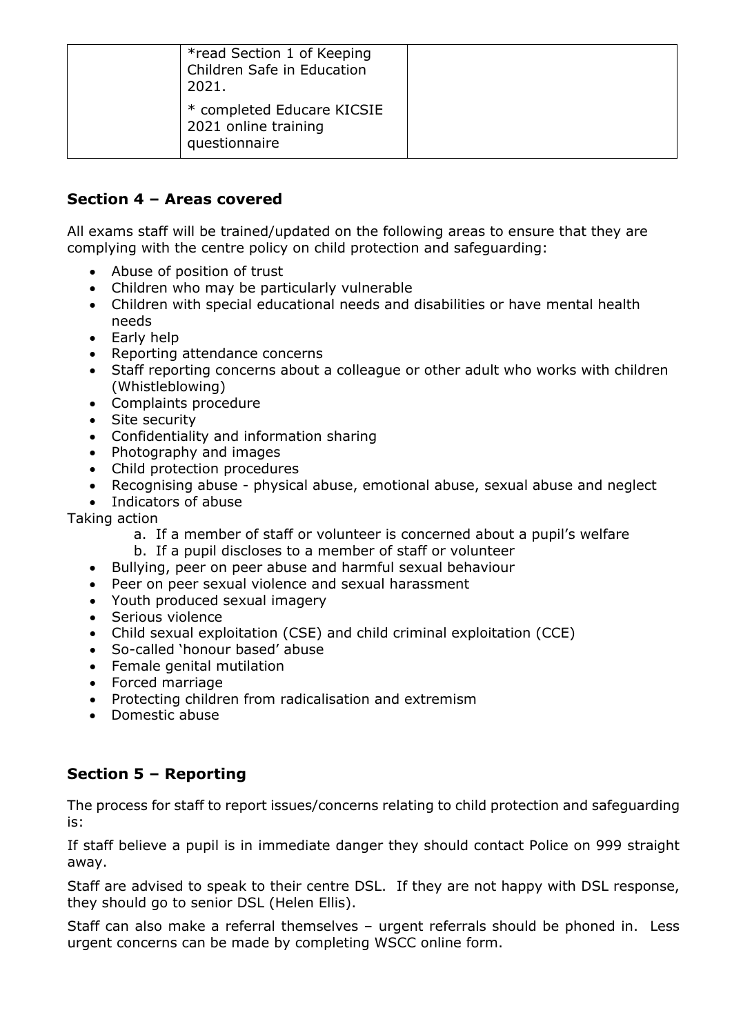|  | *read Section 1 of Keeping Children Safe in Education 2021.<br><br>* completed Educare KICSIE 2021 online training questionnaire |  |
|---|---|---|

## Section 4 – Areas covered

All exams staff will be trained/updated on the following areas to ensure that they are complying with the centre policy on child protection and safeguarding:

- Abuse of position of trust
- Children who may be particularly vulnerable
- Children with special educational needs and disabilities or have mental health needs
- Early help
- Reporting attendance concerns
- Staff reporting concerns about a colleague or other adult who works with children (Whistleblowing)
- Complaints procedure
- Site security
- Confidentiality and information sharing
- Photography and images
- Child protection procedures
- Recognising abuse - physical abuse, emotional abuse, sexual abuse and neglect
- Indicators of abuse

Taking action

a. If a member of staff or volunteer is concerned about a pupil's welfare
b. If a pupil discloses to a member of staff or volunteer

- Bullying, peer on peer abuse and harmful sexual behaviour
- Peer on peer sexual violence and sexual harassment
- Youth produced sexual imagery
- Serious violence
- Child sexual exploitation (CSE) and child criminal exploitation (CCE)
- So-called 'honour based' abuse
- Female genital mutilation
- Forced marriage
- Protecting children from radicalisation and extremism
- Domestic abuse

## Section 5 – Reporting

The process for staff to report issues/concerns relating to child protection and safeguarding is:

If staff believe a pupil is in immediate danger they should contact Police on 999 straight away.

Staff are advised to speak to their centre DSL. If they are not happy with DSL response, they should go to senior DSL (Helen Ellis).

Staff can also make a referral themselves – urgent referrals should be phoned in. Less urgent concerns can be made by completing WSCC online form.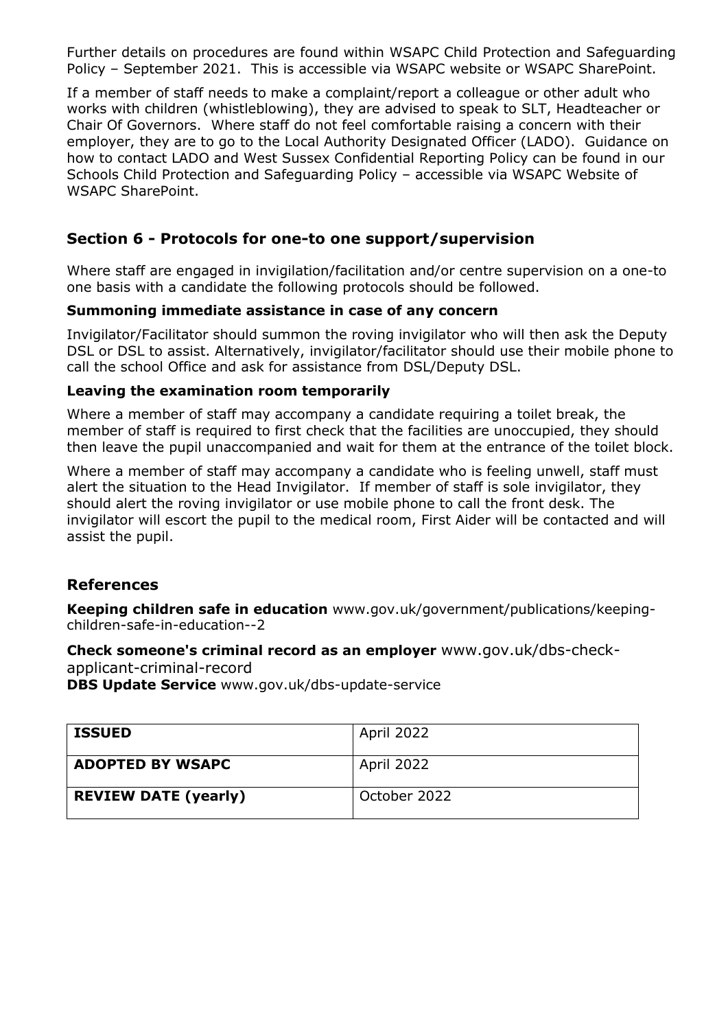Further details on procedures are found within WSAPC Child Protection and Safeguarding Policy – September 2021. This is accessible via WSAPC website or WSAPC SharePoint.

If a member of staff needs to make a complaint/report a colleague or other adult who works with children (whistleblowing), they are advised to speak to SLT, Headteacher or Chair Of Governors. Where staff do not feel comfortable raising a concern with their employer, they are to go to the Local Authority Designated Officer (LADO). Guidance on how to contact LADO and West Sussex Confidential Reporting Policy can be found in our Schools Child Protection and Safeguarding Policy – accessible via WSAPC Website of WSAPC SharePoint.

## Section 6 - Protocols for one-to one support/supervision

Where staff are engaged in invigilation/facilitation and/or centre supervision on a one-to one basis with a candidate the following protocols should be followed.

**Summoning immediate assistance in case of any concern**

Invigilator/Facilitator should summon the roving invigilator who will then ask the Deputy DSL or DSL to assist. Alternatively, invigilator/facilitator should use their mobile phone to call the school Office and ask for assistance from DSL/Deputy DSL.

**Leaving the examination room temporarily**

Where a member of staff may accompany a candidate requiring a toilet break, the member of staff is required to first check that the facilities are unoccupied, they should then leave the pupil unaccompanied and wait for them at the entrance of the toilet block.

Where a member of staff may accompany a candidate who is feeling unwell, staff must alert the situation to the Head Invigilator. If member of staff is sole invigilator, they should alert the roving invigilator or use mobile phone to call the front desk. The invigilator will escort the pupil to the medical room, First Aider will be contacted and will assist the pupil.

## References

**Keeping children safe in education** www.gov.uk/government/publications/keeping-children-safe-in-education--2

**Check someone's criminal record as an employer** www.gov.uk/dbs-check-applicant-criminal-record

**DBS Update Service** www.gov.uk/dbs-update-service

| | |
|---|---|
| **ISSUED** | April 2022 |
| **ADOPTED BY WSAPC** | April 2022 |
| **REVIEW DATE (yearly)** | October 2022 |